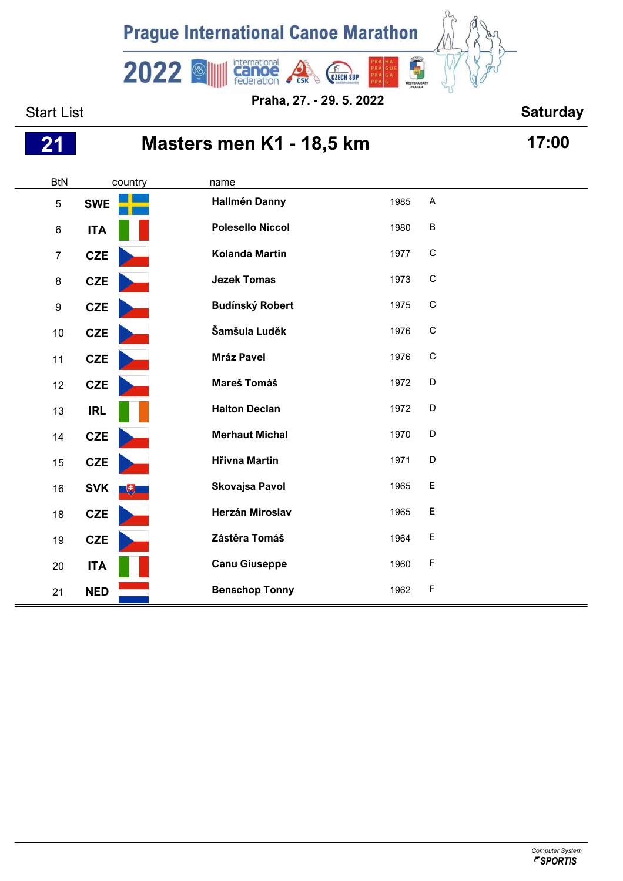# Prague International Canoe Marathon 2022

**Praha, 27. - 29. 5. 2022**

Start List **Saturday**

## 21 Masters men K1 - 18,5 km 17:00

| BtN | country | name | | |
|---|---|---|---|---|
| 5 | **SWE** | **Hallmén Danny** | 1985 | A |
| 6 | **ITA** | **Polesello Niccol** | 1980 | B |
| 7 | **CZE** | **Kolanda Martin** | 1977 | C |
| 8 | **CZE** | **Jezek Tomas** | 1973 | C |
| 9 | **CZE** | **Budínský Robert** | 1975 | C |
| 10 | **CZE** | **Šamšula Luděk** | 1976 | C |
| 11 | **CZE** | **Mráz Pavel** | 1976 | C |
| 12 | **CZE** | **Mareš Tomáš** | 1972 | D |
| 13 | **IRL** | **Halton Declan** | 1972 | D |
| 14 | **CZE** | **Merhaut Michal** | 1970 | D |
| 15 | **CZE** | **Hřivna Martin** | 1971 | D |
| 16 | **SVK** | **Skovajsa Pavol** | 1965 | E |
| 18 | **CZE** | **Herzán Miroslav** | 1965 | E |
| 19 | **CZE** | **Zástěra Tomáš** | 1964 | E |
| 20 | **ITA** | **Canu Giuseppe** | 1960 | F |
| 21 | **NED** | **Benschop Tonny** | 1962 | F |

Computer System SPORTIS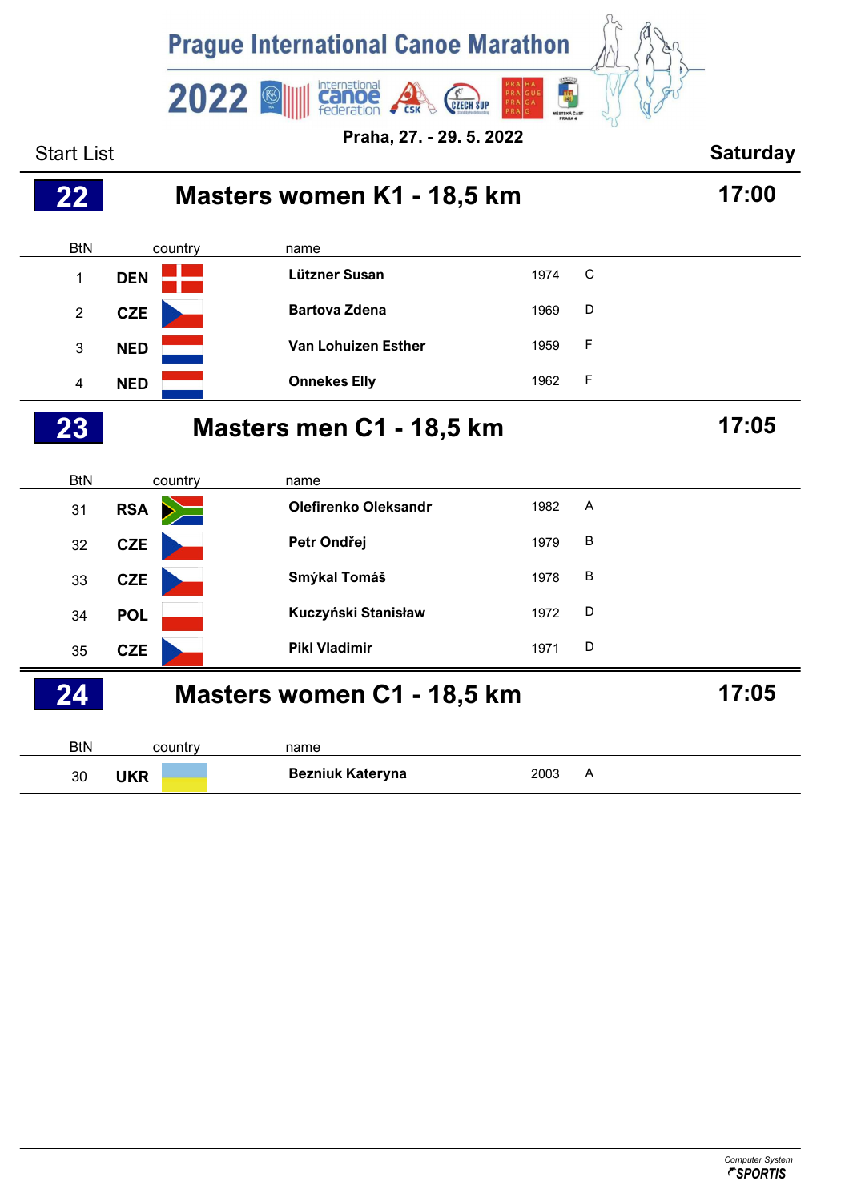# Prague International Canoe Marathon

2022

Praha, 27. - 29. 5. 2022

Start List

Saturday

## 22 Masters women K1 - 18,5 km

17:00

| BtN | country | name | | |
|---|---|---|---|---|
| 1 | DEN | Lützner Susan | 1974 | C |
| 2 | CZE | Bartova Zdena | 1969 | D |
| 3 | NED | Van Lohuizen Esther | 1959 | F |
| 4 | NED | Onnekes Elly | 1962 | F |

## 23 Masters men C1 - 18,5 km

17:05

| BtN | country | name | | |
|---|---|---|---|---|
| 31 | RSA | Olefirenko Oleksandr | 1982 | A |
| 32 | CZE | Petr Ondřej | 1979 | B |
| 33 | CZE | Smýkal Tomáš | 1978 | B |
| 34 | POL | Kuczyński Stanisław | 1972 | D |
| 35 | CZE | Pikl Vladimir | 1971 | D |

## 24 Masters women C1 - 18,5 km

17:05

| BtN | country | name | | |
|---|---|---|---|---|
| 30 | UKR | Bezniuk Kateryna | 2003 | A |

Computer System SPORTIS